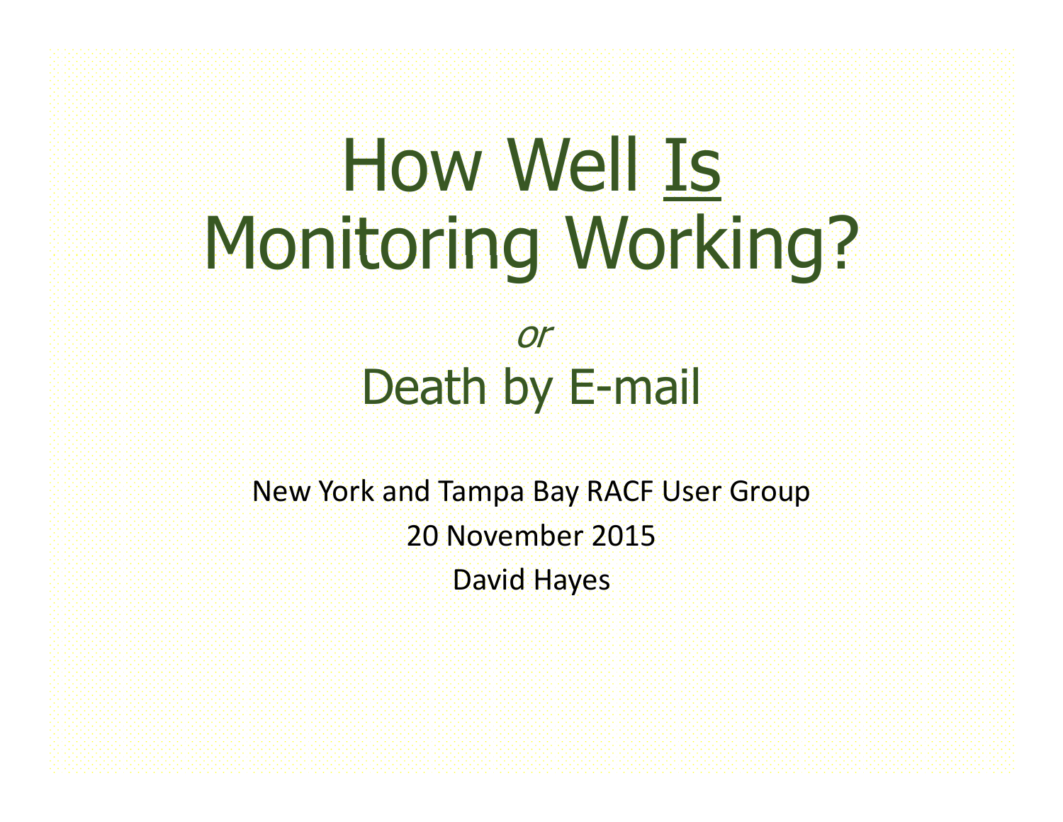# How Well <u>Is</u> Monitoring Working?

*or*

## Death by E-mail

New York and Tampa Bay RACF User Group

20 November 2015

David Hayes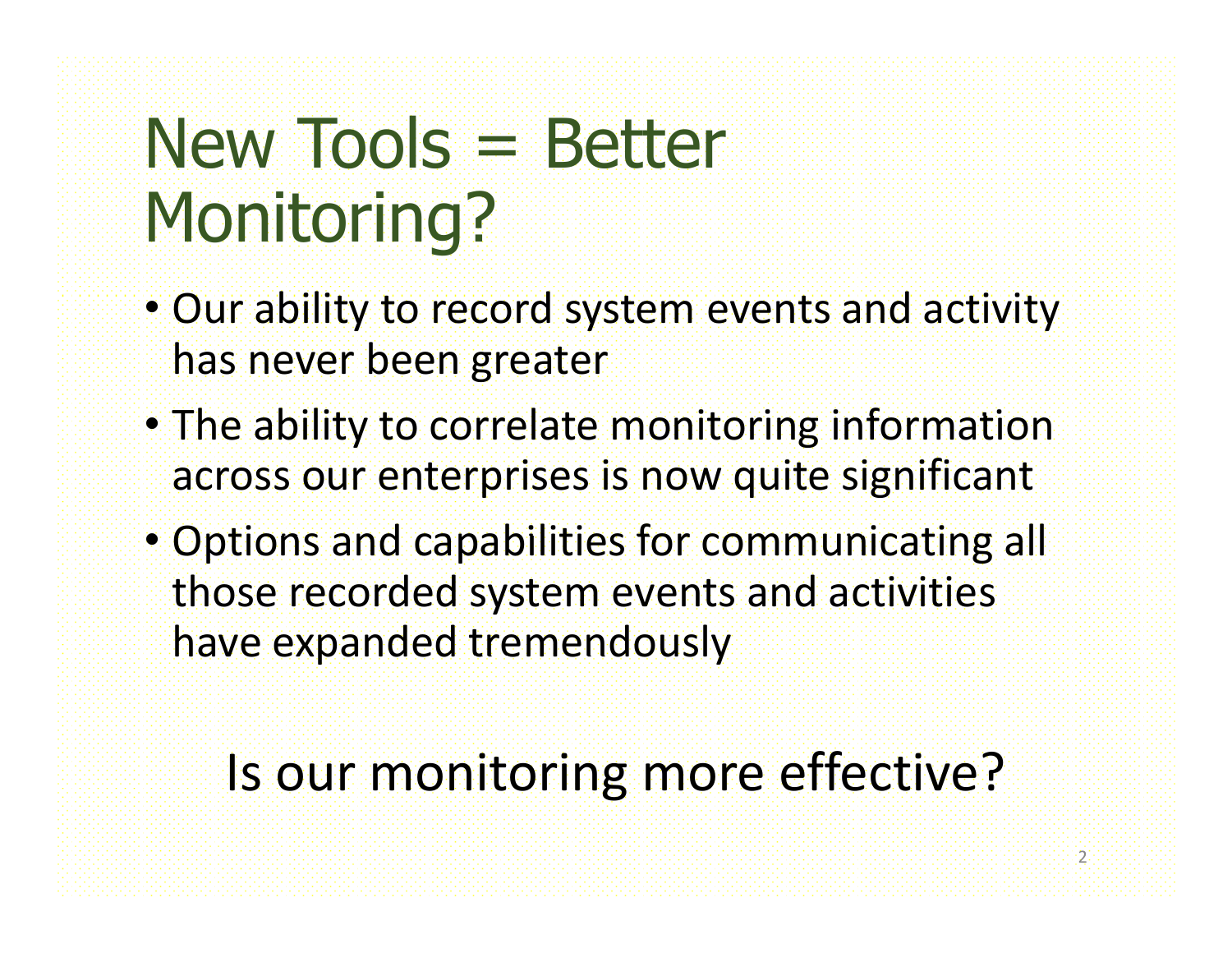# New Tools = Better Monitoring?

- Our ability to record system events and activity has never been greater
- The ability to correlate monitoring information across our enterprises is now quite significant
- Options and capabilities for communicating all those recorded system events and activities have expanded tremendously

Is our monitoring more effective?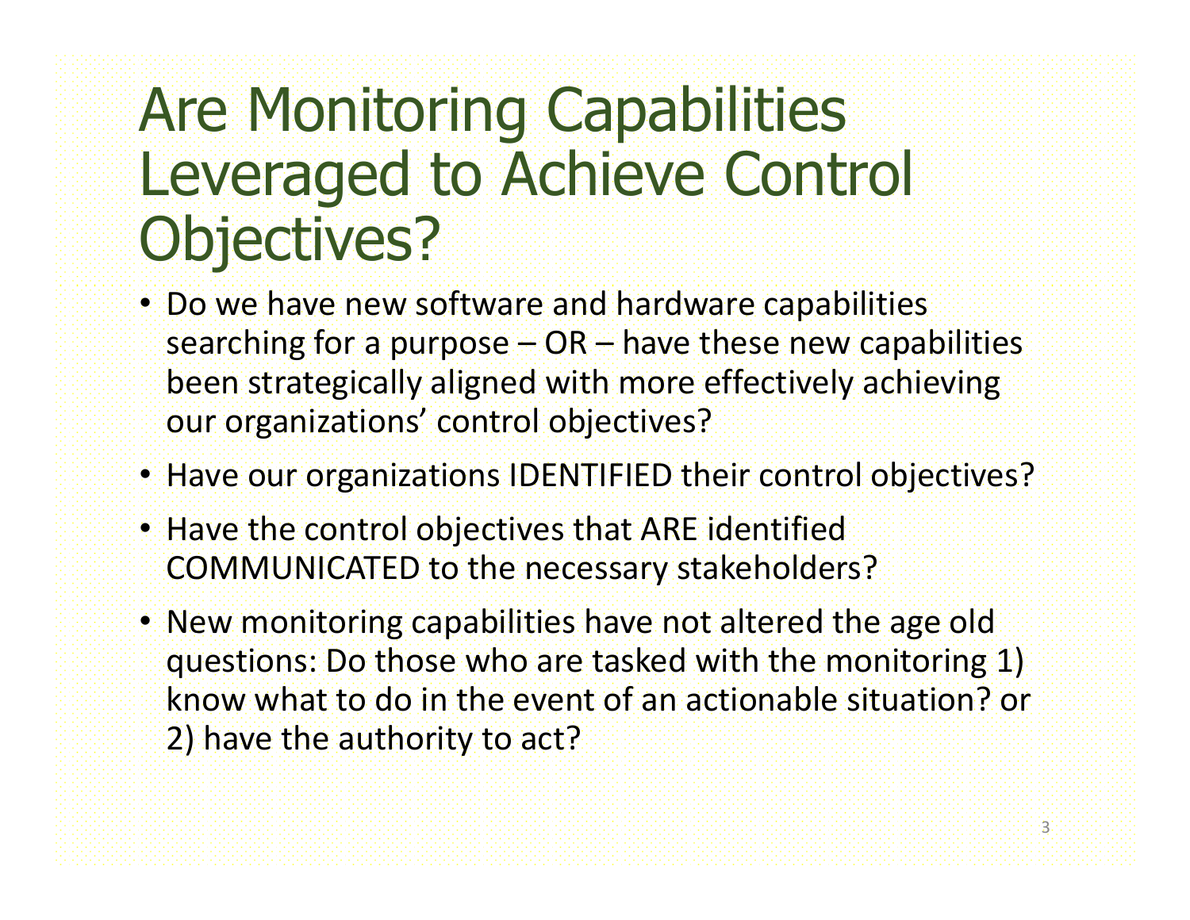# Are Monitoring Capabilities Leveraged to Achieve Control Objectives?

- Do we have new software and hardware capabilities searching for a purpose – OR – have these new capabilities been strategically aligned with more effectively achieving our organizations' control objectives?
- Have our organizations IDENTIFIED their control objectives?
- Have the control objectives that ARE identified COMMUNICATED to the necessary stakeholders?
- New monitoring capabilities have not altered the age old questions: Do those who are tasked with the monitoring 1) know what to do in the event of an actionable situation? or 2) have the authority to act?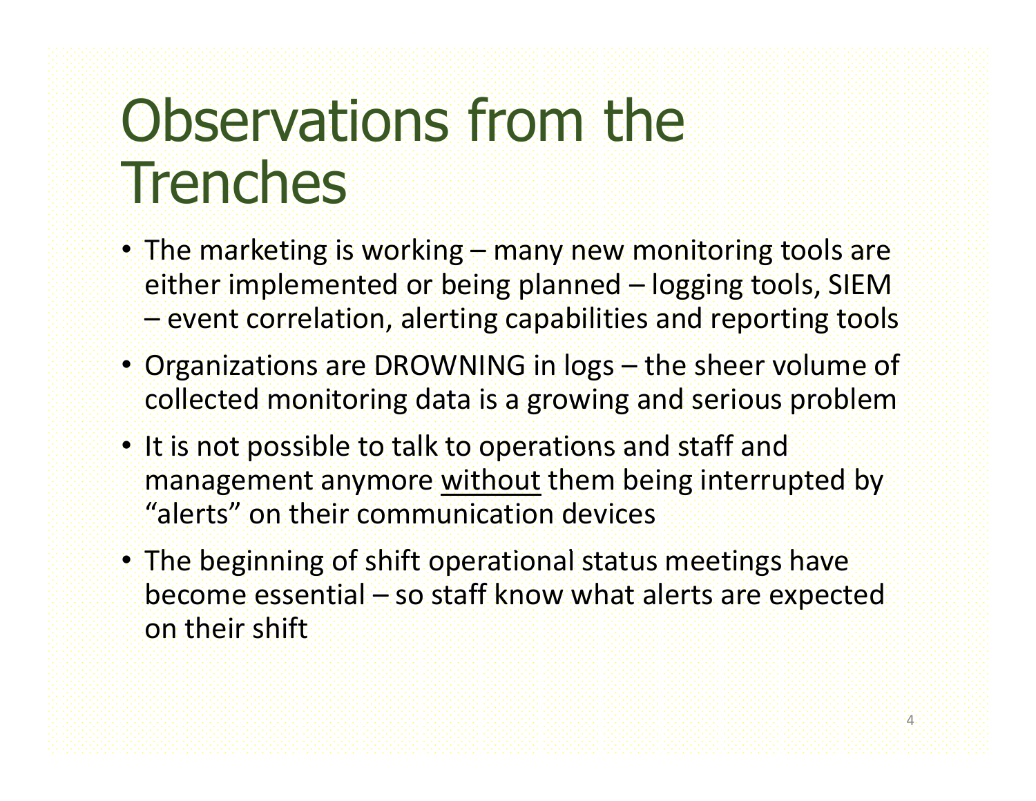# Observations from the Trenches

- The marketing is working – many new monitoring tools are either implemented or being planned – logging tools, SIEM – event correlation, alerting capabilities and reporting tools
- Organizations are DROWNING in logs – the sheer volume of collected monitoring data is a growing and serious problem
- It is not possible to talk to operations and staff and management anymore <u>without</u> them being interrupted by "alerts" on their communication devices
- The beginning of shift operational status meetings have become essential – so staff know what alerts are expected on their shift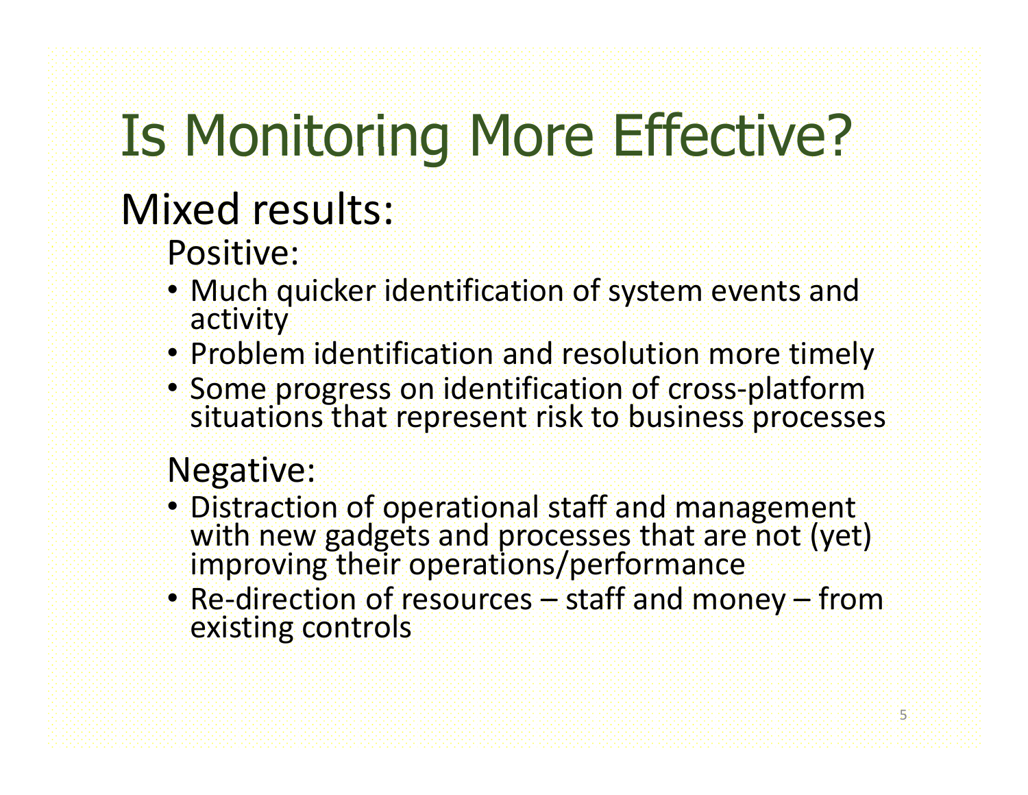# Is Monitoring More Effective?

## Mixed results:

### Positive:

- Much quicker identification of system events and activity
- Problem identification and resolution more timely
- Some progress on identification of cross-platform situations that represent risk to business processes

### Negative:

- Distraction of operational staff and management with new gadgets and processes that are not (yet) improving their operations/performance
- Re-direction of resources – staff and money – from existing controls